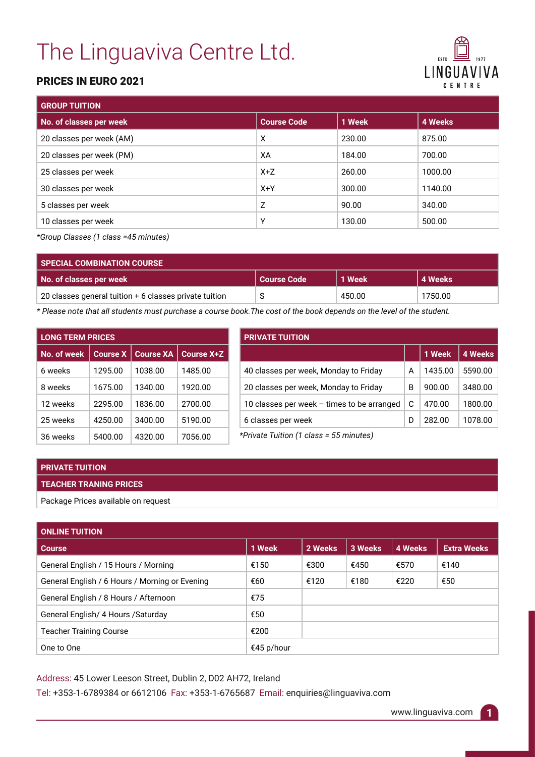# The Linguaviva Centre Ltd.

**PRICES IN EURO 2021**

| GROUP TUITION | | | |
|---|---|---|---|
| **No. of classes per week** | **Course Code** | **1 Week** | **4 Weeks** |
| 20 classes per week (AM) | X | 230.00 | 875.00 |
| 20 classes per week (PM) | XA | 184.00 | 700.00 |
| 25 classes per week | X+Z | 260.00 | 1000.00 |
| 30 classes per week | X+Y | 300.00 | 1140.00 |
| 5 classes per week | Z | 90.00 | 340.00 |
| 10 classes per week | Y | 130.00 | 500.00 |

*\*Group Classes (1 class =45 minutes)*

| SPECIAL COMBINATION COURSE | | | |
|---|---|---|---|
| **No. of classes per week** | **Course Code** | **1 Week** | **4 Weeks** |
| 20 classes general tuition + 6 classes private tuition | S | 450.00 | 1750.00 |

*\* Please note that all students must purchase a course book.The cost of the book depends on the level of the student.*

| LONG TERM PRICES | | | |
|---|---|---|---|
| **No. of week** | **Course X** | **Course XA** | **Course X+Z** |
| 6 weeks | 1295.00 | 1038.00 | 1485.00 |
| 8 weeks | 1675.00 | 1340.00 | 1920.00 |
| 12 weeks | 2295.00 | 1836.00 | 2700.00 |
| 25 weeks | 4250.00 | 3400.00 | 5190.00 |
| 36 weeks | 5400.00 | 4320.00 | 7056.00 |

| PRIVATE TUITION | | | |
|---|---|---|---|
| | | **1 Week** | **4 Weeks** |
| 40 classes per week, Monday to Friday | A | 1435.00 | 5590.00 |
| 20 classes per week, Monday to Friday | B | 900.00 | 3480.00 |
| 10 classes per week – times to be arranged | C | 470.00 | 1800.00 |
| 6 classes per week | D | 282.00 | 1078.00 |

*\*Private Tuition (1 class = 55 minutes)*

| PRIVATE TUITION |
|---|
| **TEACHER TRANING PRICES** |
| Package Prices available on request |

| ONLINE TUITION | | | | | |
|---|---|---|---|---|---|
| **Course** | **1 Week** | **2 Weeks** | **3 Weeks** | **4 Weeks** | **Extra Weeks** |
| General English / 15 Hours / Morning | €150 | €300 | €450 | €570 | €140 |
| General English / 6 Hours / Morning or Evening | €60 | €120 | €180 | €220 | €50 |
| General English / 8 Hours / Afternoon | €75 | | | | |
| General English/ 4 Hours /Saturday | €50 | | | | |
| Teacher Training Course | €200 | | | | |
| One to One | €45 p/hour | | | | |

Address: 45 Lower Leeson Street, Dublin 2, D02 AH72, Ireland

Tel: +353-1-6789384 or 6612106 Fax: +353-1-6765687 Email: enquiries@linguaviva.com

www.linguaviva.com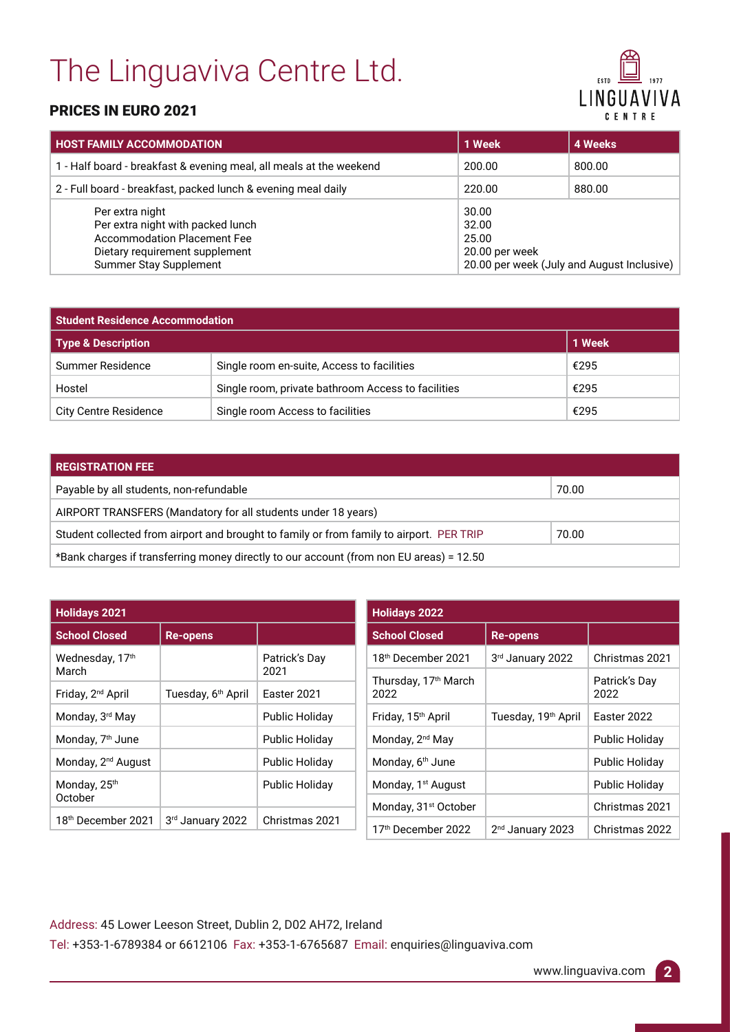# The Linguaviva Centre Ltd.

ESTD 1977 LINGUAVIVA CENTRE

## PRICES IN EURO 2021

| HOST FAMILY ACCOMMODATION | 1 Week | 4 Weeks |
|---|---|---|
| 1 - Half board - breakfast & evening meal, all meals at the weekend | 200.00 | 800.00 |
| 2 - Full board - breakfast, packed lunch & evening meal daily | 220.00 | 880.00 |
| Per extra night | 30.00 | |
| Per extra night with packed lunch | 32.00 | |
| Accommodation Placement Fee | 25.00 | |
| Dietary requirement supplement | 20.00 per week | |
| Summer Stay Supplement | 20.00 per week (July and August Inclusive) | |

| Student Residence Accommodation | | |
|---|---|---|
| **Type & Description** | | **1 Week** |
| Summer Residence | Single room en-suite, Access to facilities | €295 |
| Hostel | Single room, private bathroom Access to facilities | €295 |
| City Centre Residence | Single room Access to facilities | €295 |

| REGISTRATION FEE | |
|---|---|
| Payable by all students, non-refundable | 70.00 |
| AIRPORT TRANSFERS (Mandatory for all students under 18 years) | |
| Student collected from airport and brought to family or from family to airport. PER TRIP | 70.00 |
| *Bank charges if transferring money directly to our account (from non EU areas) = 12.50 | |

| Holidays 2021 | | |
|---|---|---|
| **School Closed** | **Re-opens** | |
| Wednesday, 17th March | | Patrick's Day 2021 |
| Friday, 2nd April | Tuesday, 6th April | Easter 2021 |
| Monday, 3rd May | | Public Holiday |
| Monday, 7th June | | Public Holiday |
| Monday, 2nd August | | Public Holiday |
| Monday, 25th October | | Public Holiday |
| 18th December 2021 | 3rd January 2022 | Christmas 2021 |

| Holidays 2022 | | |
|---|---|---|
| **School Closed** | **Re-opens** | |
| 18th December 2021 | 3rd January 2022 | Christmas 2021 |
| Thursday, 17th March 2022 | | Patrick's Day 2022 |
| Friday, 15th April | Tuesday, 19th April | Easter 2022 |
| Monday, 2nd May | | Public Holiday |
| Monday, 6th June | | Public Holiday |
| Monday, 1st August | | Public Holiday |
| Monday, 31st October | | Christmas 2021 |
| 17th December 2022 | 2nd January 2023 | Christmas 2022 |

Address: 45 Lower Leeson Street, Dublin 2, D02 AH72, Ireland

Tel: +353-1-6789384 or 6612106 Fax: +353-1-6765687 Email: enquiries@linguaviva.com

www.linguaviva.com